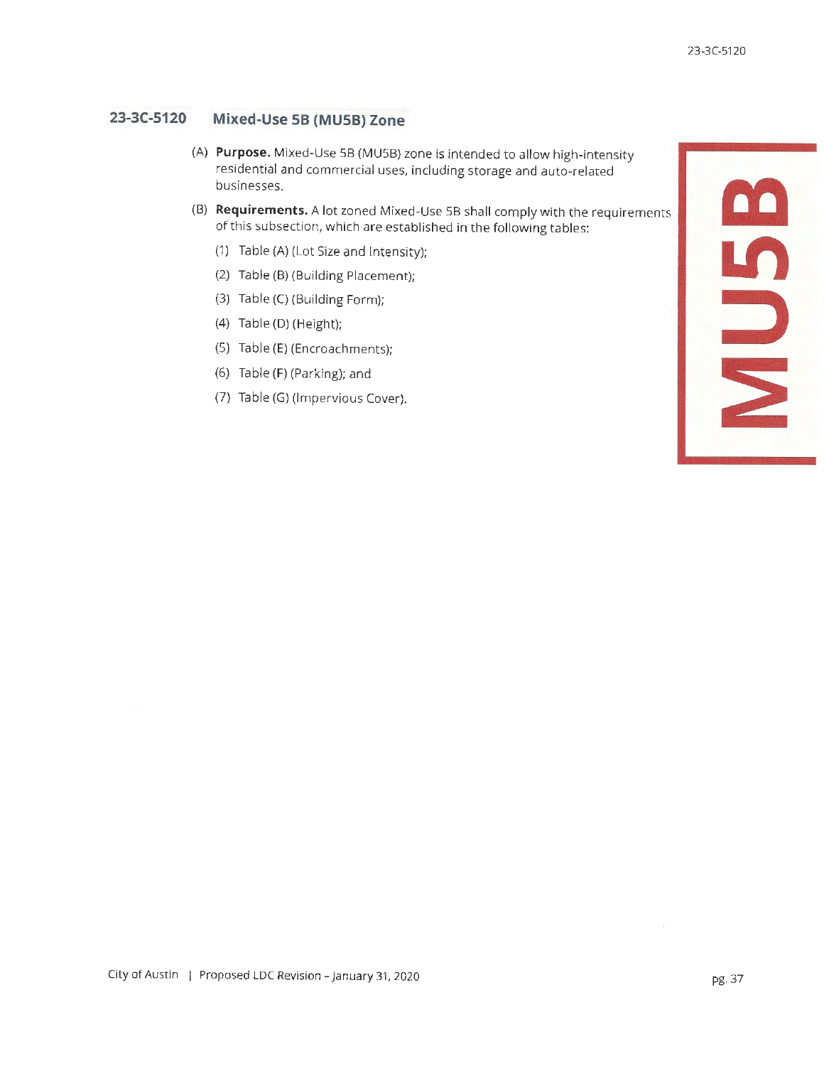## 23-3C-5120 Mixed-Use 5B (MU5B) Zone

(A) **Purpose.** Mixed-Use 5B (MU5B) zone is intended to allow high-intensity residential and commercial uses, including storage and auto-related businesses.

(B) **Requirements.** A lot zoned Mixed-Use 5B shall comply with the requirements of this subsection, which are established in the following tables:

(1) Table (A) (Lot Size and Intensity);

(2) Table (B) (Building Placement);

(3) Table (C) (Building Form);

(4) Table (D) (Height);

(5) Table (E) (Encroachments);

(6) Table (F) (Parking); and

(7) Table (G) (Impervious Cover).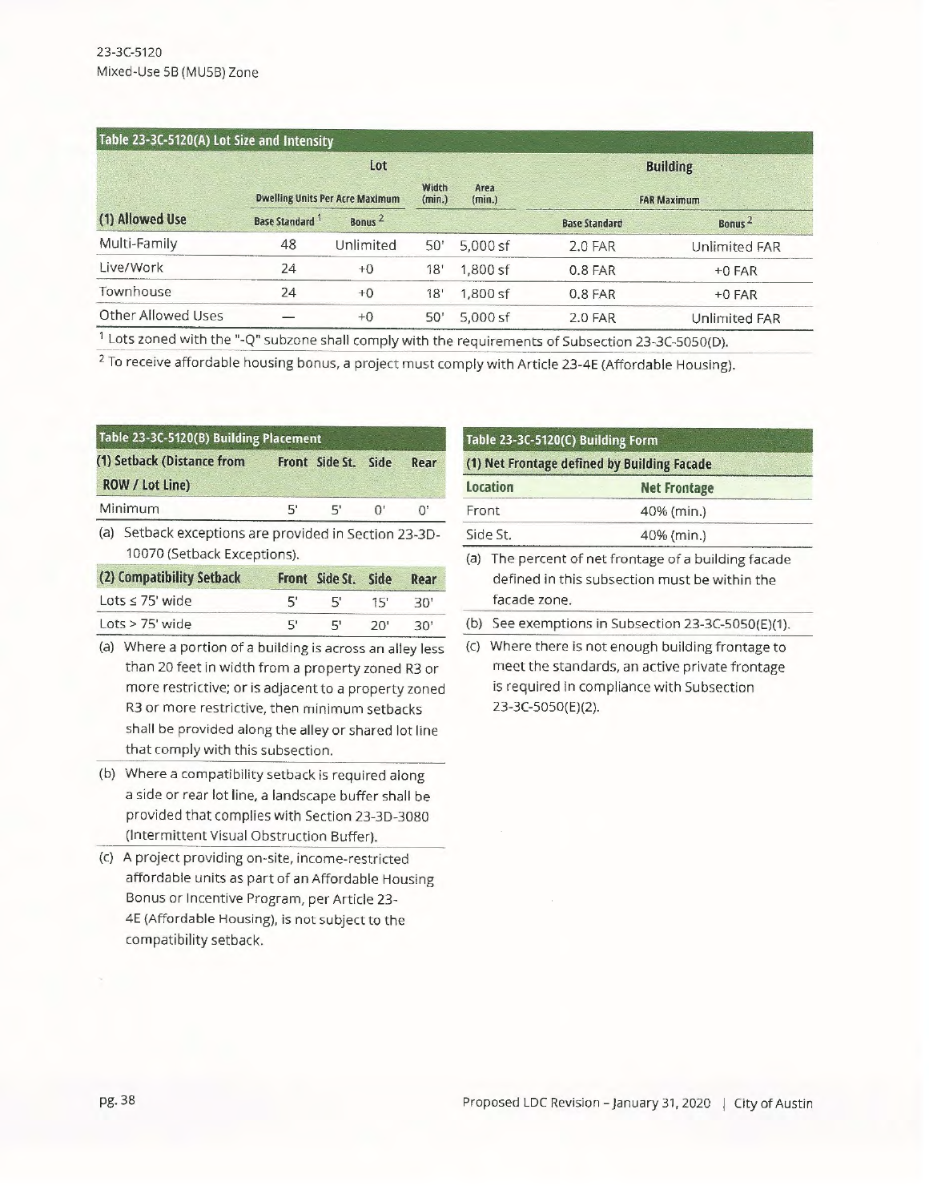23-3C-5120
Mixed-Use 5B (MU5B) Zone

**Table 23-3C-5120(A) Lot Size and Intensity**

| | Lot | | | | Building | |
|---|---|---|---|---|---|---|
| | Dwelling Units Per Acre Maximum | | Width (min.) | Area (min.) | FAR Maximum | |
| (1) Allowed Use | Base Standard [1] | Bonus [2] | | | Base Standard | Bonus [2] |
| Multi-Family | 48 | Unlimited | 50' | 5,000 sf | 2.0 FAR | Unlimited FAR |
| Live/Work | 24 | +0 | 18' | 1,800 sf | 0.8 FAR | +0 FAR |
| Townhouse | 24 | +0 | 18' | 1,800 sf | 0.8 FAR | +0 FAR |
| Other Allowed Uses | — | +0 | 50' | 5,000 sf | 2.0 FAR | Unlimited FAR |

[1] Lots zoned with the "-Q" subzone shall comply with the requirements of Subsection 23-3C-5050(D).

[2] To receive affordable housing bonus, a project must comply with Article 23-4E (Affordable Housing).

**Table 23-3C-5120(B) Building Placement**

| (1) Setback (Distance from ROW / Lot Line) | Front | Side St. | Side | Rear |
|---|---|---|---|---|
| Minimum | 5' | 5' | 0' | 0' |

(a) Setback exceptions are provided in Section 23-3D-10070 (Setback Exceptions).

| (2) Compatibility Setback | Front | Side St. | Side | Rear |
|---|---|---|---|---|
| Lots ≤ 75' wide | 5' | 5' | 15' | 30' |
| Lots > 75' wide | 5' | 5' | 20' | 30' |

(a) Where a portion of a building is across an alley less than 20 feet in width from a property zoned R3 or more restrictive; or is adjacent to a property zoned R3 or more restrictive, then minimum setbacks shall be provided along the alley or shared lot line that comply with this subsection.

(b) Where a compatibility setback is required along a side or rear lot line, a landscape buffer shall be provided that complies with Section 23-3D-3080 (Intermittent Visual Obstruction Buffer).

(c) A project providing on-site, income-restricted affordable units as part of an Affordable Housing Bonus or Incentive Program, per Article 23-4E (Affordable Housing), is not subject to the compatibility setback.

**Table 23-3C-5120(C) Building Form**

**(1) Net Frontage defined by Building Facade**

| Location | Net Frontage |
|---|---|
| Front | 40% (min.) |
| Side St. | 40% (min.) |

(a) The percent of net frontage of a building facade defined in this subsection must be within the facade zone.

(b) See exemptions in Subsection 23-3C-5050(E)(1).

(c) Where there is not enough building frontage to meet the standards, an active private frontage is required in compliance with Subsection 23-3C-5050(E)(2).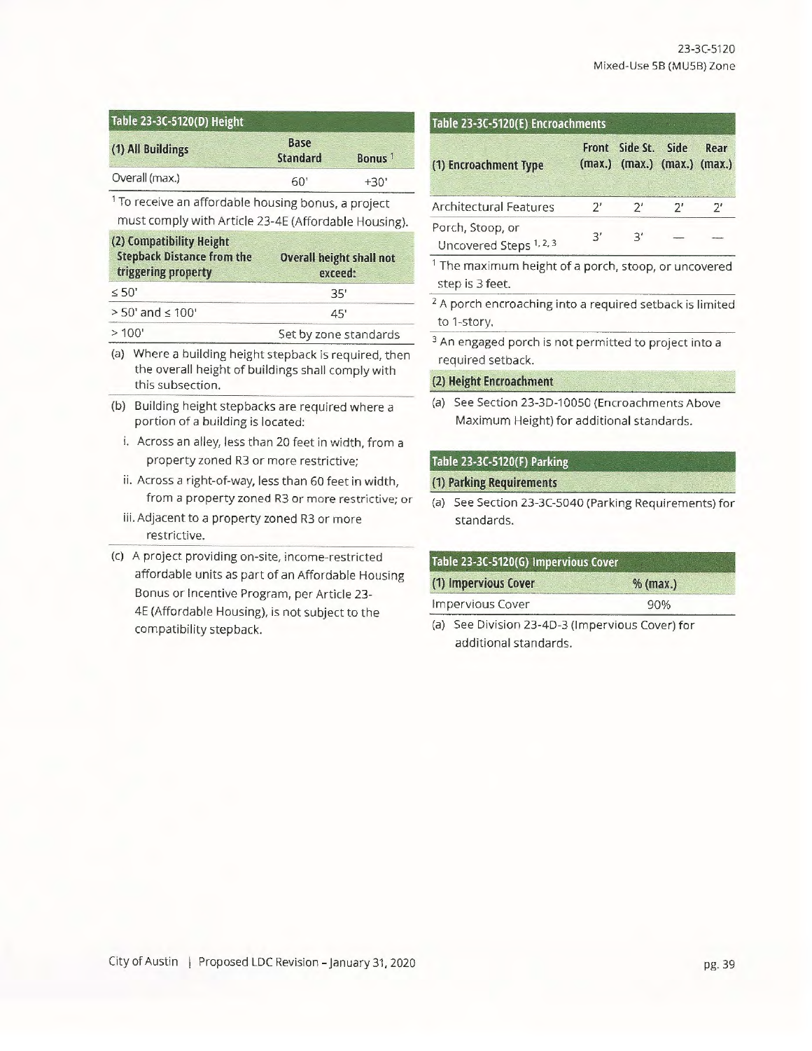## Table 23-3C-5120(D) Height

| (1) All Buildings | Base Standard | Bonus [1] |
| --- | --- | --- |
| Overall (max.) | 60' | +30' |

[1] To receive an affordable housing bonus, a project must comply with Article 23-4E (Affordable Housing).

| (2) Compatibility Height Stepback Distance from the triggering property | Overall height shall not exceed: |
| --- | --- |
| ≤ 50' | 35' |
| > 50' and ≤ 100' | 45' |
| > 100' | Set by zone standards |

(a) Where a building height stepback is required, then the overall height of buildings shall comply with this subsection.

(b) Building height stepbacks are required where a portion of a building is located:

  i. Across an alley, less than 20 feet in width, from a property zoned R3 or more restrictive;

  ii. Across a right-of-way, less than 60 feet in width, from a property zoned R3 or more restrictive; or

  iii. Adjacent to a property zoned R3 or more restrictive.

(c) A project providing on-site, income-restricted affordable units as part of an Affordable Housing Bonus or Incentive Program, per Article 23-4E (Affordable Housing), is not subject to the compatibility stepback.

## Table 23-3C-5120(E) Encroachments

| (1) Encroachment Type | Front (max.) | Side St. (max.) | Side (max.) | Rear (max.) |
| --- | --- | --- | --- | --- |
| Architectural Features | 2' | 2' | 2' | 2' |
| Porch, Stoop, or Uncovered Steps [1, 2, 3] | 3' | 3' | — | — |

[1] The maximum height of a porch, stoop, or uncovered step is 3 feet.

[2] A porch encroaching into a required setback is limited to 1-story.

[3] An engaged porch is not permitted to project into a required setback.

**(2) Height Encroachment**

(a) See Section 23-3D-10050 (Encroachments Above Maximum Height) for additional standards.

## Table 23-3C-5120(F) Parking

**(1) Parking Requirements**

(a) See Section 23-3C-5040 (Parking Requirements) for standards.

## Table 23-3C-5120(G) Impervious Cover

| (1) Impervious Cover | % (max.) |
| --- | --- |
| Impervious Cover | 90% |

(a) See Division 23-4D-3 (Impervious Cover) for additional standards.